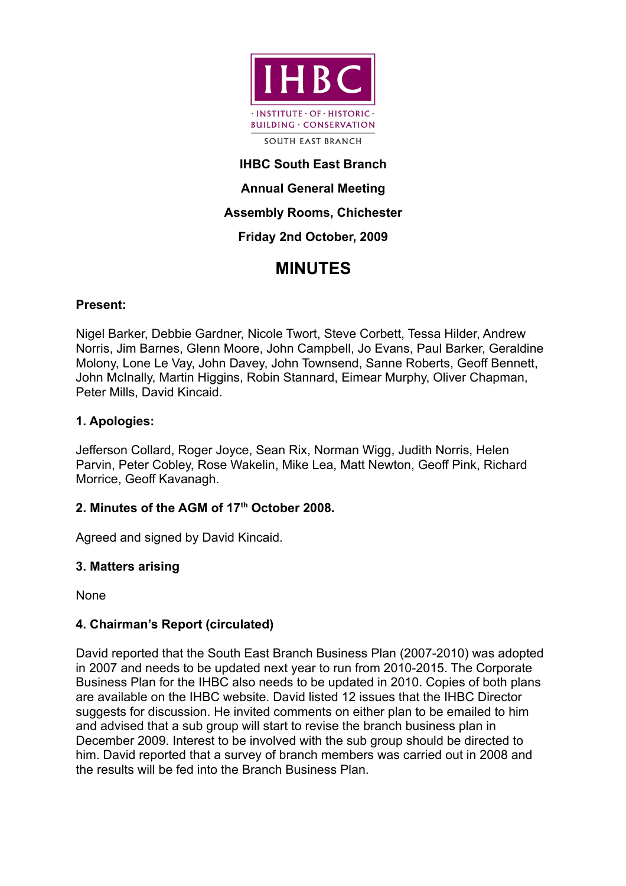IHBC

· INSTITUTE · OF · HISTORIC ·
BUILDING · CONSERVATION

SOUTH EAST BRANCH

**IHBC South East Branch**

**Annual General Meeting**

**Assembly Rooms, Chichester**

**Friday 2nd October, 2009**

# MINUTES

**Present:**

Nigel Barker, Debbie Gardner, Nicole Twort, Steve Corbett, Tessa Hilder, Andrew Norris, Jim Barnes, Glenn Moore, John Campbell, Jo Evans, Paul Barker, Geraldine Molony, Lone Le Vay, John Davey, John Townsend, Sanne Roberts, Geoff Bennett, John McInally, Martin Higgins, Robin Stannard, Eimear Murphy, Oliver Chapman, Peter Mills, David Kincaid.

### 1. Apologies:

Jefferson Collard, Roger Joyce, Sean Rix, Norman Wigg, Judith Norris, Helen Parvin, Peter Cobley, Rose Wakelin, Mike Lea, Matt Newton, Geoff Pink, Richard Morrice, Geoff Kavanagh.

### 2. Minutes of the AGM of 17th October 2008.

Agreed and signed by David Kincaid.

### 3. Matters arising

None

### 4. Chairman's Report (circulated)

David reported that the South East Branch Business Plan (2007-2010) was adopted in 2007 and needs to be updated next year to run from 2010-2015. The Corporate Business Plan for the IHBC also needs to be updated in 2010. Copies of both plans are available on the IHBC website. David listed 12 issues that the IHBC Director suggests for discussion. He invited comments on either plan to be emailed to him and advised that a sub group will start to revise the branch business plan in December 2009. Interest to be involved with the sub group should be directed to him. David reported that a survey of branch members was carried out in 2008 and the results will be fed into the Branch Business Plan.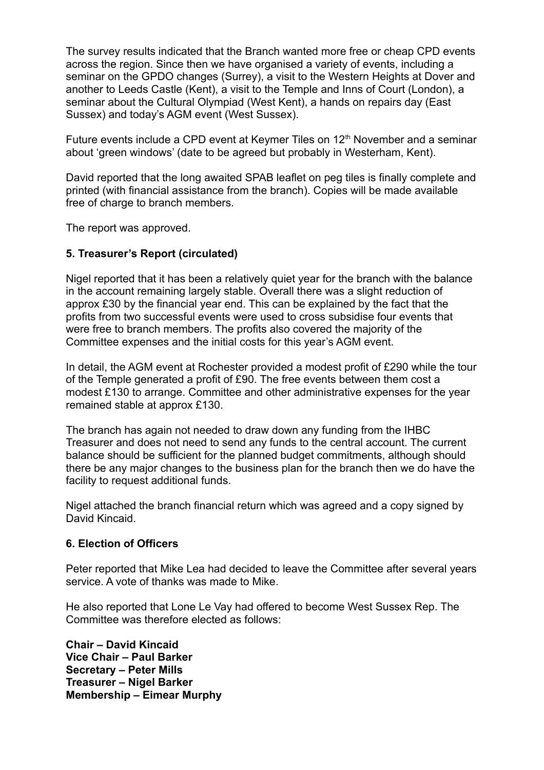The survey results indicated that the Branch wanted more free or cheap CPD events across the region. Since then we have organised a variety of events, including a seminar on the GPDO changes (Surrey), a visit to the Western Heights at Dover and another to Leeds Castle (Kent), a visit to the Temple and Inns of Court (London), a seminar about the Cultural Olympiad (West Kent), a hands on repairs day (East Sussex) and today's AGM event (West Sussex).

Future events include a CPD event at Keymer Tiles on 12th November and a seminar about 'green windows' (date to be agreed but probably in Westerham, Kent).

David reported that the long awaited SPAB leaflet on peg tiles is finally complete and printed (with financial assistance from the branch). Copies will be made available free of charge to branch members.

The report was approved.

### 5. Treasurer's Report (circulated)

Nigel reported that it has been a relatively quiet year for the branch with the balance in the account remaining largely stable. Overall there was a slight reduction of approx £30 by the financial year end. This can be explained by the fact that the profits from two successful events were used to cross subsidise four events that were free to branch members. The profits also covered the majority of the Committee expenses and the initial costs for this year's AGM event.

In detail, the AGM event at Rochester provided a modest profit of £290 while the tour of the Temple generated a profit of £90. The free events between them cost a modest £130 to arrange. Committee and other administrative expenses for the year remained stable at approx £130.

The branch has again not needed to draw down any funding from the IHBC Treasurer and does not need to send any funds to the central account. The current balance should be sufficient for the planned budget commitments, although should there be any major changes to the business plan for the branch then we do have the facility to request additional funds.

Nigel attached the branch financial return which was agreed and a copy signed by David Kincaid.

### 6. Election of Officers

Peter reported that Mike Lea had decided to leave the Committee after several years service. A vote of thanks was made to Mike.

He also reported that Lone Le Vay had offered to become West Sussex Rep. The Committee was therefore elected as follows:

**Chair – David Kincaid**
**Vice Chair – Paul Barker**
**Secretary – Peter Mills**
**Treasurer – Nigel Barker**
**Membership – Eimear Murphy**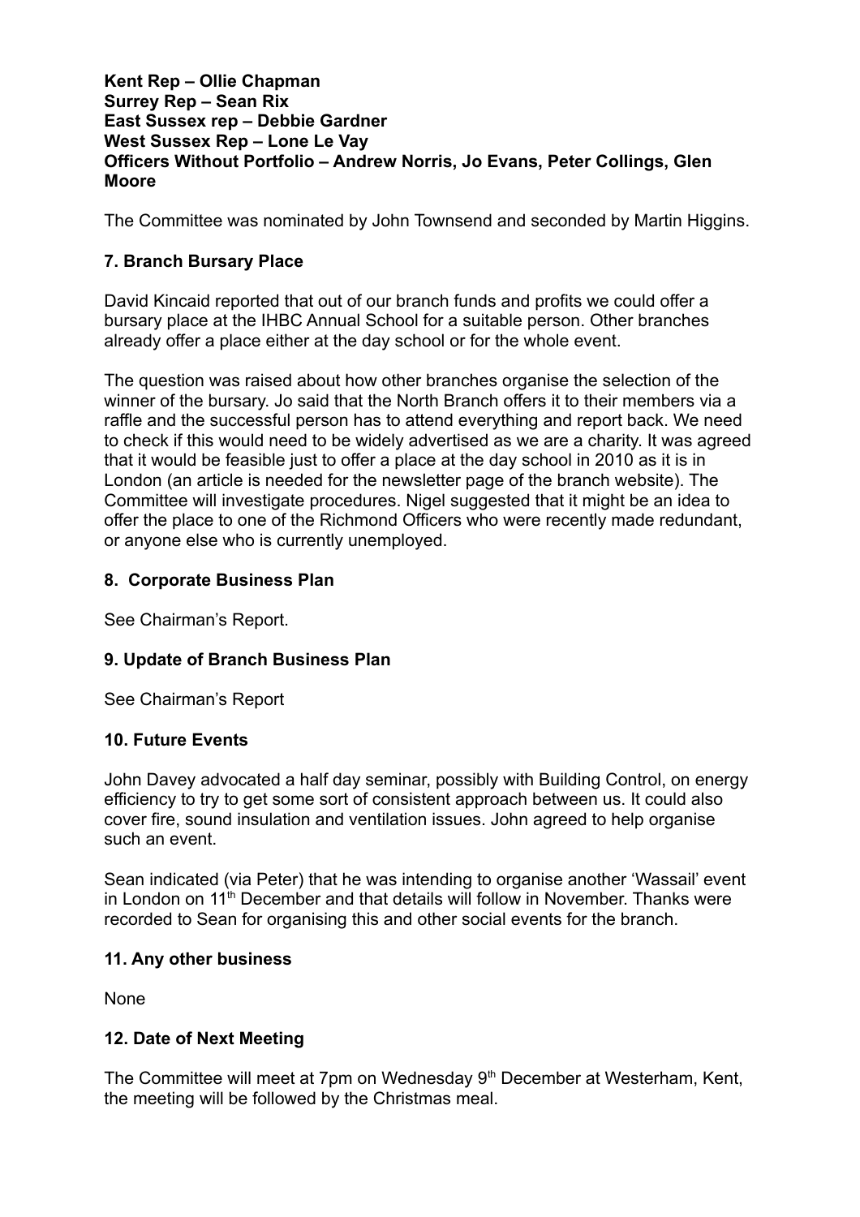**Kent Rep – Ollie Chapman**
**Surrey Rep – Sean Rix**
**East Sussex rep – Debbie Gardner**
**West Sussex Rep – Lone Le Vay**
**Officers Without Portfolio – Andrew Norris, Jo Evans, Peter Collings, Glen Moore**

The Committee was nominated by John Townsend and seconded by Martin Higgins.

### 7. Branch Bursary Place

David Kincaid reported that out of our branch funds and profits we could offer a bursary place at the IHBC Annual School for a suitable person. Other branches already offer a place either at the day school or for the whole event.

The question was raised about how other branches organise the selection of the winner of the bursary. Jo said that the North Branch offers it to their members via a raffle and the successful person has to attend everything and report back. We need to check if this would need to be widely advertised as we are a charity. It was agreed that it would be feasible just to offer a place at the day school in 2010 as it is in London (an article is needed for the newsletter page of the branch website). The Committee will investigate procedures. Nigel suggested that it might be an idea to offer the place to one of the Richmond Officers who were recently made redundant, or anyone else who is currently unemployed.

### 8. Corporate Business Plan

See Chairman's Report.

### 9. Update of Branch Business Plan

See Chairman's Report

### 10. Future Events

John Davey advocated a half day seminar, possibly with Building Control, on energy efficiency to try to get some sort of consistent approach between us. It could also cover fire, sound insulation and ventilation issues. John agreed to help organise such an event.

Sean indicated (via Peter) that he was intending to organise another 'Wassail' event in London on 11th December and that details will follow in November. Thanks were recorded to Sean for organising this and other social events for the branch.

### 11. Any other business

None

### 12. Date of Next Meeting

The Committee will meet at 7pm on Wednesday 9th December at Westerham, Kent, the meeting will be followed by the Christmas meal.